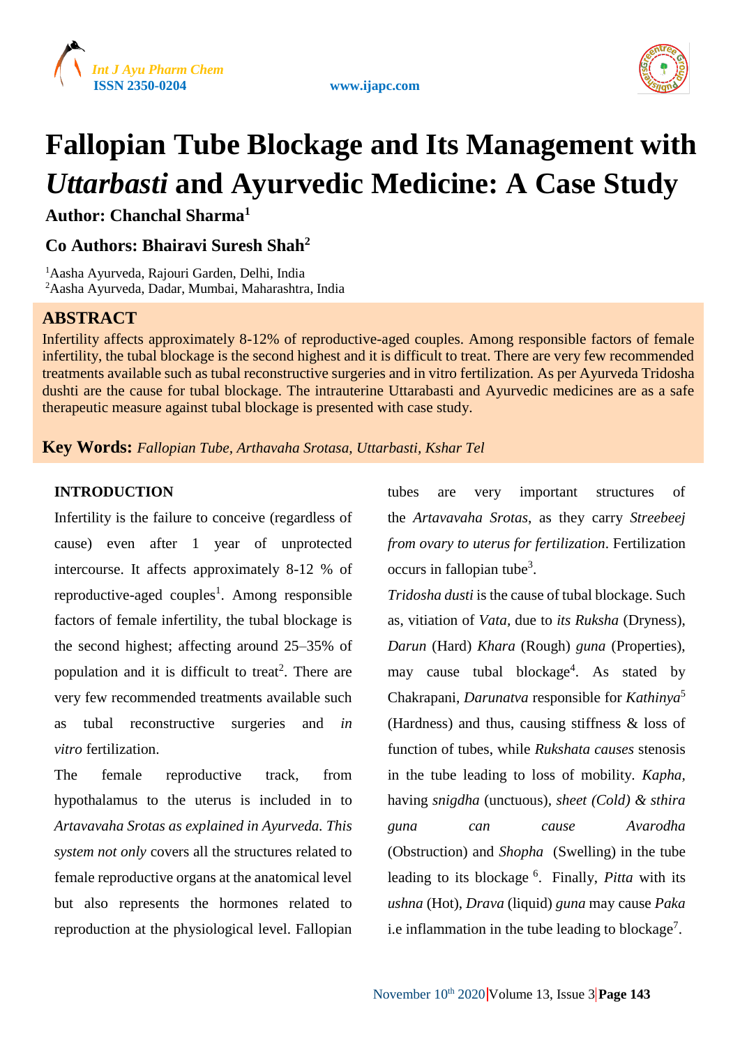# Fallopian Tube Blockage and Its Management with *Uttarbasti* and Ayurvedic Medicine: A Case Study

**Author: Chanchal Sharma[1]**

**Co Authors: Bhairavi Suresh Shah[2]**

[1]Aasha Ayurveda, Rajouri Garden, Delhi, India
[2]Aasha Ayurveda, Dadar, Mumbai, Maharashtra, India

## ABSTRACT

Infertility affects approximately 8-12% of reproductive-aged couples. Among responsible factors of female infertility, the tubal blockage is the second highest and it is difficult to treat. There are very few recommended treatments available such as tubal reconstructive surgeries and in vitro fertilization. As per Ayurveda Tridosha dushti are the cause for tubal blockage. The intrauterine Uttarabasti and Ayurvedic medicines are as a safe therapeutic measure against tubal blockage is presented with case study.

**Key Words:** *Fallopian Tube, Arthavaha Srotasa, Uttarbasti, Kshar Tel*

## INTRODUCTION

Infertility is the failure to conceive (regardless of cause) even after 1 year of unprotected intercourse. It affects approximately 8-12 % of reproductive-aged couples[1]. Among responsible factors of female infertility, the tubal blockage is the second highest; affecting around 25–35% of population and it is difficult to treat[2]. There are very few recommended treatments available such as tubal reconstructive surgeries and *in vitro* fertilization.

The female reproductive track, from hypothalamus to the uterus is included in to *Artavavaha Srotas as explained in Ayurveda. This system not only* covers all the structures related to female reproductive organs at the anatomical level but also represents the hormones related to reproduction at the physiological level. Fallopian tubes are very important structures of the *Artavavaha Srotas*, as they carry *Streebeej from ovary to uterus for fertilization*. Fertilization occurs in fallopian tube[3].

*Tridosha dusti* is the cause of tubal blockage. Such as, vitiation of *Vata*, due to *its Ruksha* (Dryness), *Darun* (Hard) *Khara* (Rough) *guna* (Properties), may cause tubal blockage[4]. As stated by Chakrapani, *Darunatva* responsible for *Kathinya*[5] (Hardness) and thus, causing stiffness & loss of function of tubes, while *Rukshata causes* stenosis in the tube leading to loss of mobility. *Kapha*, having *snigdha* (unctuous), *sheet (Cold) & sthira guna can cause Avarodha* (Obstruction) and *Shopha* (Swelling) in the tube leading to its blockage [6]. Finally, *Pitta* with its *ushna* (Hot), *Drava* (liquid) *guna* may cause *Paka* i.e inflammation in the tube leading to blockage[7].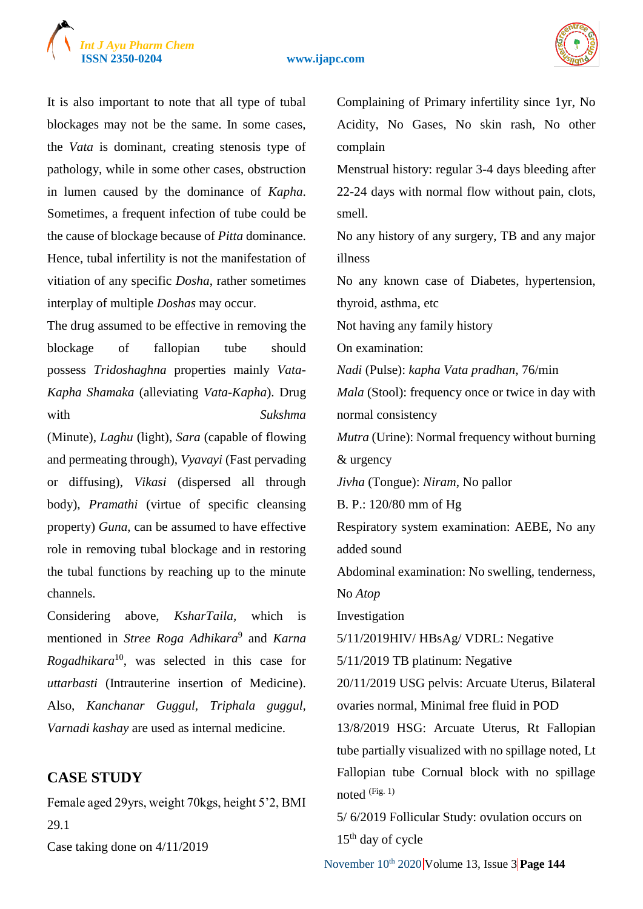It is also important to note that all type of tubal blockages may not be the same. In some cases, the *Vata* is dominant, creating stenosis type of pathology, while in some other cases, obstruction in lumen caused by the dominance of *Kapha*. Sometimes, a frequent infection of tube could be the cause of blockage because of *Pitta* dominance. Hence, tubal infertility is not the manifestation of vitiation of any specific *Dosha*, rather sometimes interplay of multiple *Doshas* may occur.

The drug assumed to be effective in removing the blockage of fallopian tube should possess *Tridoshaghna* properties mainly *Vata-Kapha Shamaka* (alleviating *Vata-Kapha*). Drug with *Sukshma* (Minute), *Laghu* (light), *Sara* (capable of flowing and permeating through), *Vyavayi* (Fast pervading or diffusing), *Vikasi* (dispersed all through body), *Pramathi* (virtue of specific cleansing property) *Guna*, can be assumed to have effective role in removing tubal blockage and in restoring the tubal functions by reaching up to the minute channels.

Considering above, *KsharTaila*, which is mentioned in *Stree Roga Adhikara*[9] and *Karna Rogadhikara*[10], was selected in this case for *uttarbasti* (Intrauterine insertion of Medicine). Also, *Kanchanar Guggul*, *Triphala guggul*, *Varnadi kashay* are used as internal medicine.

## CASE STUDY

Female aged 29yrs, weight 70kgs, height 5'2, BMI 29.1

Case taking done on 4/11/2019

Complaining of Primary infertility since 1yr, No Acidity, No Gases, No skin rash, No other complain

Menstrual history: regular 3-4 days bleeding after 22-24 days with normal flow without pain, clots, smell.

No any history of any surgery, TB and any major illness

No any known case of Diabetes, hypertension, thyroid, asthma, etc

Not having any family history

On examination:

*Nadi* (Pulse): *kapha Vata pradhan*, 76/min

*Mala* (Stool): frequency once or twice in day with normal consistency

*Mutra* (Urine): Normal frequency without burning & urgency

*Jivha* (Tongue): *Niram*, No pallor

B. P.: 120/80 mm of Hg

Respiratory system examination: AEBE, No any added sound

Abdominal examination: No swelling, tenderness, No *Atop*

Investigation

5/11/2019HIV/ HBsAg/ VDRL: Negative

5/11/2019 TB platinum: Negative

20/11/2019 USG pelvis: Arcuate Uterus, Bilateral ovaries normal, Minimal free fluid in POD

13/8/2019 HSG: Arcuate Uterus, Rt Fallopian tube partially visualized with no spillage noted, Lt Fallopian tube Cornual block with no spillage noted (Fig. 1)

5/ 6/2019 Follicular Study: ovulation occurs on 15th day of cycle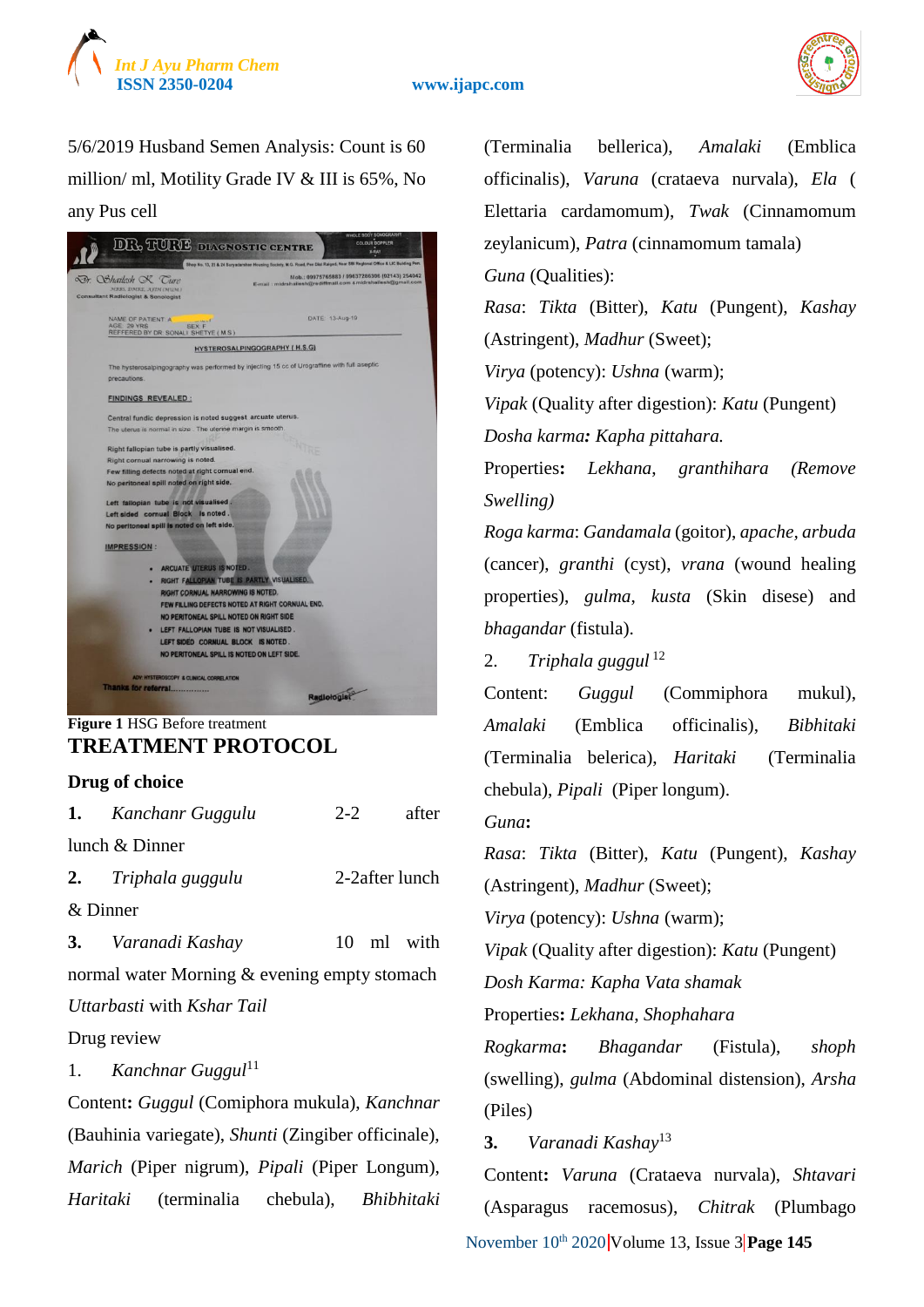5/6/2019 Husband Semen Analysis: Count is 60 million/ ml, Motility Grade IV & III is 65%, No any Pus cell

**Figure 1** HSG Before treatment

## TREATMENT PROTOCOL

### Drug of choice

**1.** *Kanchanr Guggulu* 2-2 after lunch & Dinner

**2.** *Triphala guggulu* 2-2after lunch & Dinner

**3.** *Varanadi Kashay* 10 ml with normal water Morning & evening empty stomach

*Uttarbasti* with *Kshar Tail*

Drug review

1. *Kanchnar Guggul*[11]

Content**:** *Guggul* (Comiphora mukula), *Kanchnar* (Bauhinia variegate), *Shunti* (Zingiber officinale), *Marich* (Piper nigrum), *Pipali* (Piper Longum), *Haritaki* (terminalia chebula), *Bhibhitaki* (Terminalia bellerica), *Amalaki* (Emblica officinalis), *Varuna* (crataeva nurvala), *Ela* ( Elettaria cardamomum), *Twak* (Cinnamomum zeylanicum), *Patra* (cinnamomum tamala)

*Guna* (Qualities):

*Rasa*: *Tikta* (Bitter), *Katu* (Pungent), *Kashay* (Astringent), *Madhur* (Sweet);

*Virya* (potency): *Ushna* (warm);

*Vipak* (Quality after digestion): *Katu* (Pungent)

*Dosha karma****:*** *Kapha pittahara.*

Properties**:** *Lekhana*, *granthihara (Remove Swelling)*

*Roga karma*: *Gandamala* (goitor), *apache*, *arbuda* (cancer), *granthi* (cyst), *vrana* (wound healing properties), *gulma*, *kusta* (Skin disese) and *bhagandar* (fistula).

2. *Triphala guggul* [12]

Content: *Guggul* (Commiphora mukul), *Amalaki* (Emblica officinalis), *Bibhitaki* (Terminalia belerica), *Haritaki* (Terminalia chebula), *Pipali* (Piper longum).

*Guna***:**

*Rasa*: *Tikta* (Bitter), *Katu* (Pungent), *Kashay* (Astringent), *Madhur* (Sweet);

*Virya* (potency): *Ushna* (warm);

*Vipak* (Quality after digestion): *Katu* (Pungent)

*Dosh Karma: Kapha Vata shamak*

Properties**:** *Lekhana*, *Shophahara*

*Rogkarma***:** *Bhagandar* (Fistula), *shoph* (swelling), *gulma* (Abdominal distension), *Arsha* (Piles)

**3.** *Varanadi Kashay*[13]

Content**:** *Varuna* (Crataeva nurvala), *Shtavari* (Asparagus racemosus), *Chitrak* (Plumbago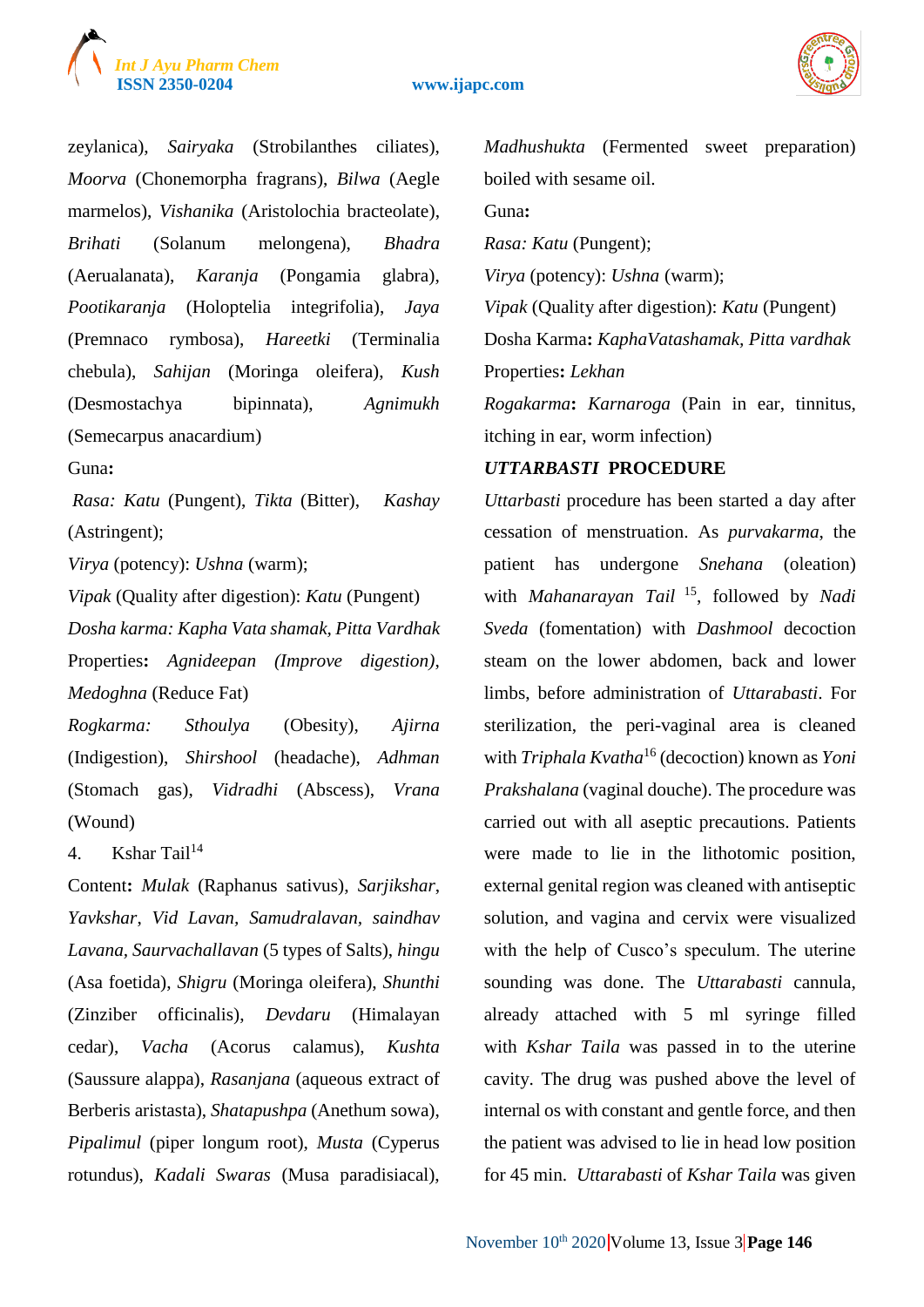zeylanica), *Sairyaka* (Strobilanthes ciliates), *Moorva* (Chonemorpha fragrans), *Bilwa* (Aegle marmelos), *Vishanika* (Aristolochia bracteolate), *Brihati* (Solanum melongena), *Bhadra* (Aerualanata), *Karanja* (Pongamia glabra), *Pootikaranja* (Holoptelia integrifolia), *Jaya* (Premnaco rymbosa), *Hareetki* (Terminalia chebula), *Sahijan* (Moringa oleifera), *Kush* (Desmostachya bipinnata), *Agnimukh* (Semecarpus anacardium)

Guna**:**

*Rasa: Katu* (Pungent), *Tikta* (Bitter), *Kashay* (Astringent);

*Virya* (potency): *Ushna* (warm);

*Vipak* (Quality after digestion): *Katu* (Pungent)

*Dosha karma: Kapha Vata shamak, Pitta Vardhak*

Properties**:** *Agnideepan (Improve digestion)*, *Medoghna* (Reduce Fat)

*Rogkarma: Sthoulya* (Obesity), *Ajirna* (Indigestion), *Shirshool* (headache), *Adhman* (Stomach gas), *Vidradhi* (Abscess), *Vrana* (Wound)

4. Kshar Tail[14]

Content**:** *Mulak* (Raphanus sativus), *Sarjikshar*, *Yavkshar*, *Vid Lavan*, *Samudralavan*, *saindhav Lavana*, *Saurvachallavan* (5 types of Salts), *hingu* (Asa foetida), *Shigru* (Moringa oleifera), *Shunthi* (Zinziber officinalis), *Devdaru* (Himalayan cedar), *Vacha* (Acorus calamus), *Kushta* (Saussure alappa), *Rasanjana* (aqueous extract of Berberis aristasta), *Shatapushpa* (Anethum sowa), *Pipalimul* (piper longum root), *Musta* (Cyperus rotundus), *Kadali Swaras* (Musa paradisiacal), *Madhushukta* (Fermented sweet preparation) boiled with sesame oil.

Guna**:**

*Rasa: Katu* (Pungent);

*Virya* (potency): *Ushna* (warm);

*Vipak* (Quality after digestion): *Katu* (Pungent)

Dosha Karma**:** *KaphaVatashamak, Pitta vardhak*

Properties**:** *Lekhan*

*Rogakarma***:** *Karnaroga* (Pain in ear, tinnitus, itching in ear, worm infection)

### *UTTARBASTI* PROCEDURE

*Uttarbasti* procedure has been started a day after cessation of menstruation. As *purvakarma*, the patient has undergone *Snehana* (oleation) with *Mahanarayan Tail* [15], followed by *Nadi Sveda* (fomentation) with *Dashmool* decoction steam on the lower abdomen, back and lower limbs, before administration of *Uttarabasti*. For sterilization, the peri-vaginal area is cleaned with *Triphala Kvatha*[16] (decoction) known as *Yoni Prakshalana* (vaginal douche). The procedure was carried out with all aseptic precautions. Patients were made to lie in the lithotomic position, external genital region was cleaned with antiseptic solution, and vagina and cervix were visualized with the help of Cusco's speculum. The uterine sounding was done. The *Uttarabasti* cannula, already attached with 5 ml syringe filled with *Kshar Taila* was passed in to the uterine cavity. The drug was pushed above the level of internal os with constant and gentle force, and then the patient was advised to lie in head low position for 45 min. *Uttarabasti* of *Kshar Taila* was given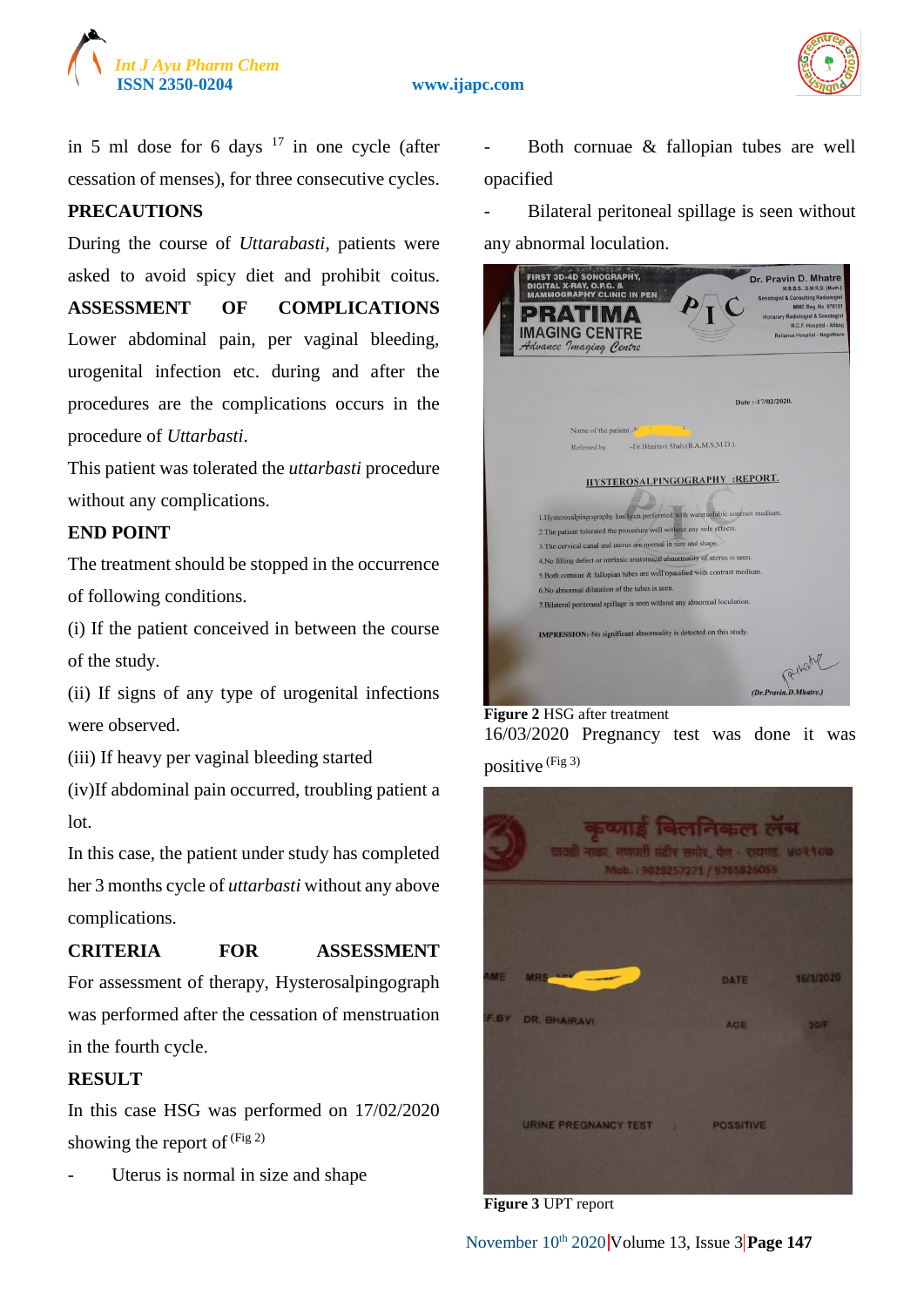in 5 ml dose for 6 days [17] in one cycle (after cessation of menses), for three consecutive cycles.

**PRECAUTIONS**

During the course of *Uttarabasti*, patients were asked to avoid spicy diet and prohibit coitus.

**ASSESSMENT OF COMPLICATIONS**

Lower abdominal pain, per vaginal bleeding, urogenital infection etc. during and after the procedures are the complications occurs in the procedure of *Uttarbasti*.

This patient was tolerated the *uttarbasti* procedure without any complications.

**END POINT**

The treatment should be stopped in the occurrence of following conditions.

(i) If the patient conceived in between the course of the study.

(ii) If signs of any type of urogenital infections were observed.

(iii) If heavy per vaginal bleeding started

(iv)If abdominal pain occurred, troubling patient a lot.

In this case, the patient under study has completed her 3 months cycle of *uttarbasti* without any above complications.

**CRITERIA FOR ASSESSMENT**

For assessment of therapy, Hysterosalpingograph was performed after the cessation of menstruation in the fourth cycle.

**RESULT**

In this case HSG was performed on 17/02/2020 showing the report of (Fig 2)

- Uterus is normal in size and shape
- Both cornuae & fallopian tubes are well opacified
- Bilateral peritoneal spillage is seen without any abnormal loculation.

**Figure 2** HSG after treatment

16/03/2020 Pregnancy test was done it was positive (Fig 3)

**Figure 3** UPT report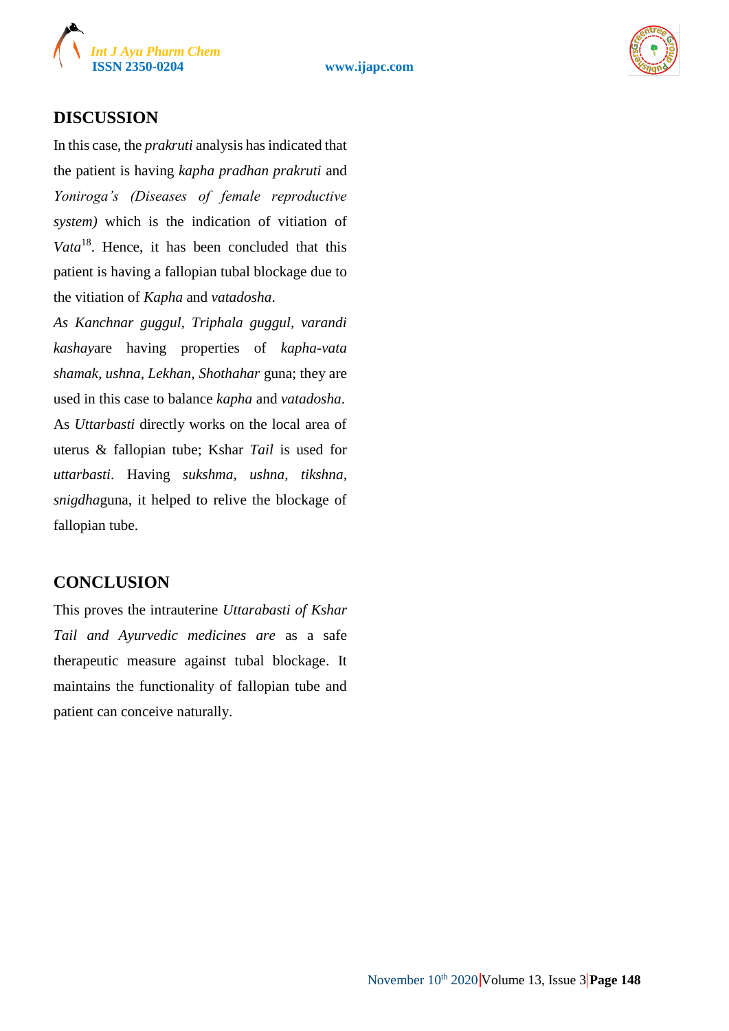## DISCUSSION

In this case, the *prakruti* analysis has indicated that the patient is having *kapha pradhan prakruti* and *Yoniroga's (Diseases of female reproductive system)* which is the indication of vitiation of *Vata*[18]. Hence, it has been concluded that this patient is having a fallopian tubal blockage due to the vitiation of *Kapha* and *vatadosha*.

*As Kanchnar guggul, Triphala guggul, varandi kashaya*are having properties of *kapha-vata shamak, ushna, Lekhan, Shothahar* guna; they are used in this case to balance *kapha* and *vatadosha*. As *Uttarbasti* directly works on the local area of uterus & fallopian tube; Kshar *Tail* is used for *uttarbasti*. Having *sukshma, ushna, tikshna, snigdha*guna, it helped to relive the blockage of fallopian tube.

## CONCLUSION

This proves the intrauterine *Uttarabasti of Kshar Tail and Ayurvedic medicines are* as a safe therapeutic measure against tubal blockage. It maintains the functionality of fallopian tube and patient can conceive naturally.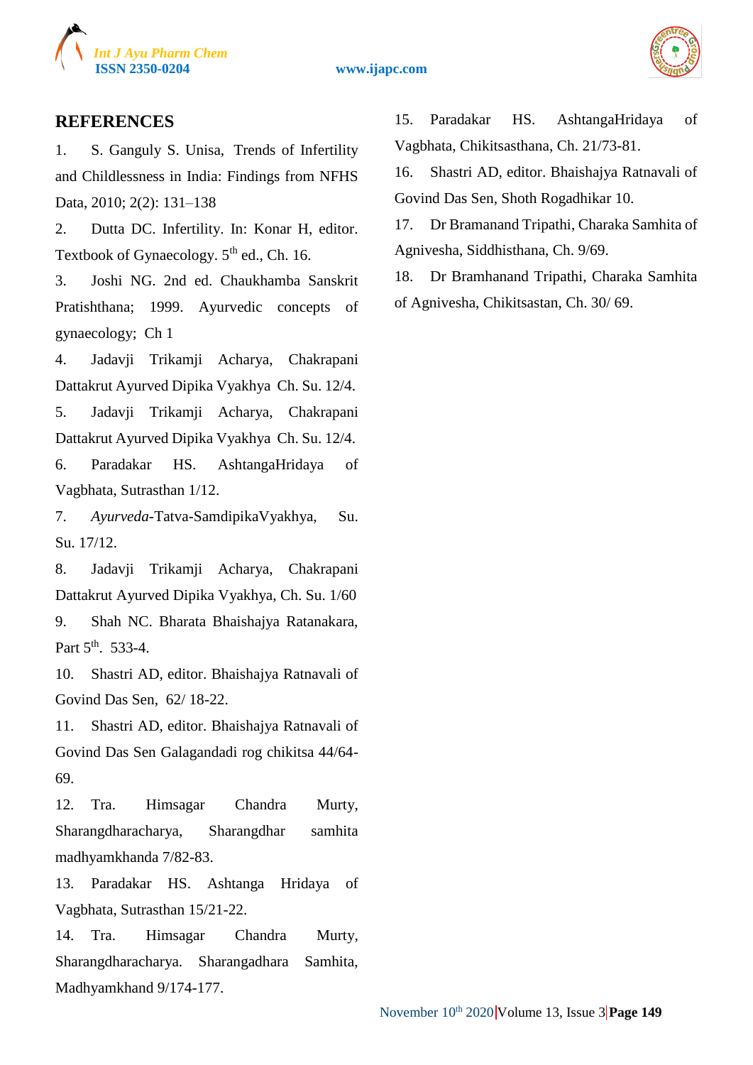## REFERENCES

1. S. Ganguly S. Unisa, Trends of Infertility and Childlessness in India: Findings from NFHS Data, 2010; 2(2): 131–138
2. Dutta DC. Infertility. In: Konar H, editor. Textbook of Gynaecology. 5th ed., Ch. 16.
3. Joshi NG. 2nd ed. Chaukhamba Sanskrit Pratishthana; 1999. Ayurvedic concepts of gynaecology; Ch 1
4. Jadavji Trikamji Acharya, Chakrapani Dattakrut Ayurved Dipika Vyakhya Ch. Su. 12/4.
5. Jadavji Trikamji Acharya, Chakrapani Dattakrut Ayurved Dipika Vyakhya Ch. Su. 12/4.
6. Paradakar HS. AshtangaHridaya of Vagbhata, Sutrasthan 1/12.
7. *Ayurveda*-Tatva-SamdipikaVyakhya, Su. Su. 17/12.
8. Jadavji Trikamji Acharya, Chakrapani Dattakrut Ayurved Dipika Vyakhya, Ch. Su. 1/60
9. Shah NC. Bharata Bhaishajya Ratanakara, Part 5th. 533-4.
10. Shastri AD, editor. Bhaishajya Ratnavali of Govind Das Sen, 62/ 18-22.
11. Shastri AD, editor. Bhaishajya Ratnavali of Govind Das Sen Galagandadi rog chikitsa 44/64-69.
12. Tra. Himsagar Chandra Murty, Sharangdharacharya, Sharangdhar samhita madhyamkhanda 7/82-83.
13. Paradakar HS. Ashtanga Hridaya of Vagbhata, Sutrasthan 15/21-22.
14. Tra. Himsagar Chandra Murty, Sharangdharacharya. Sharangadhara Samhita, Madhyamkhand 9/174-177.
15. Paradakar HS. AshtangaHridaya of Vagbhata, Chikitsasthana, Ch. 21/73-81.
16. Shastri AD, editor. Bhaishajya Ratnavali of Govind Das Sen, Shoth Rogadhikar 10.
17. Dr Bramanand Tripathi, Charaka Samhita of Agnivesha, Siddhisthana, Ch. 9/69.
18. Dr Bramhanand Tripathi, Charaka Samhita of Agnivesha, Chikitsastan, Ch. 30/ 69.